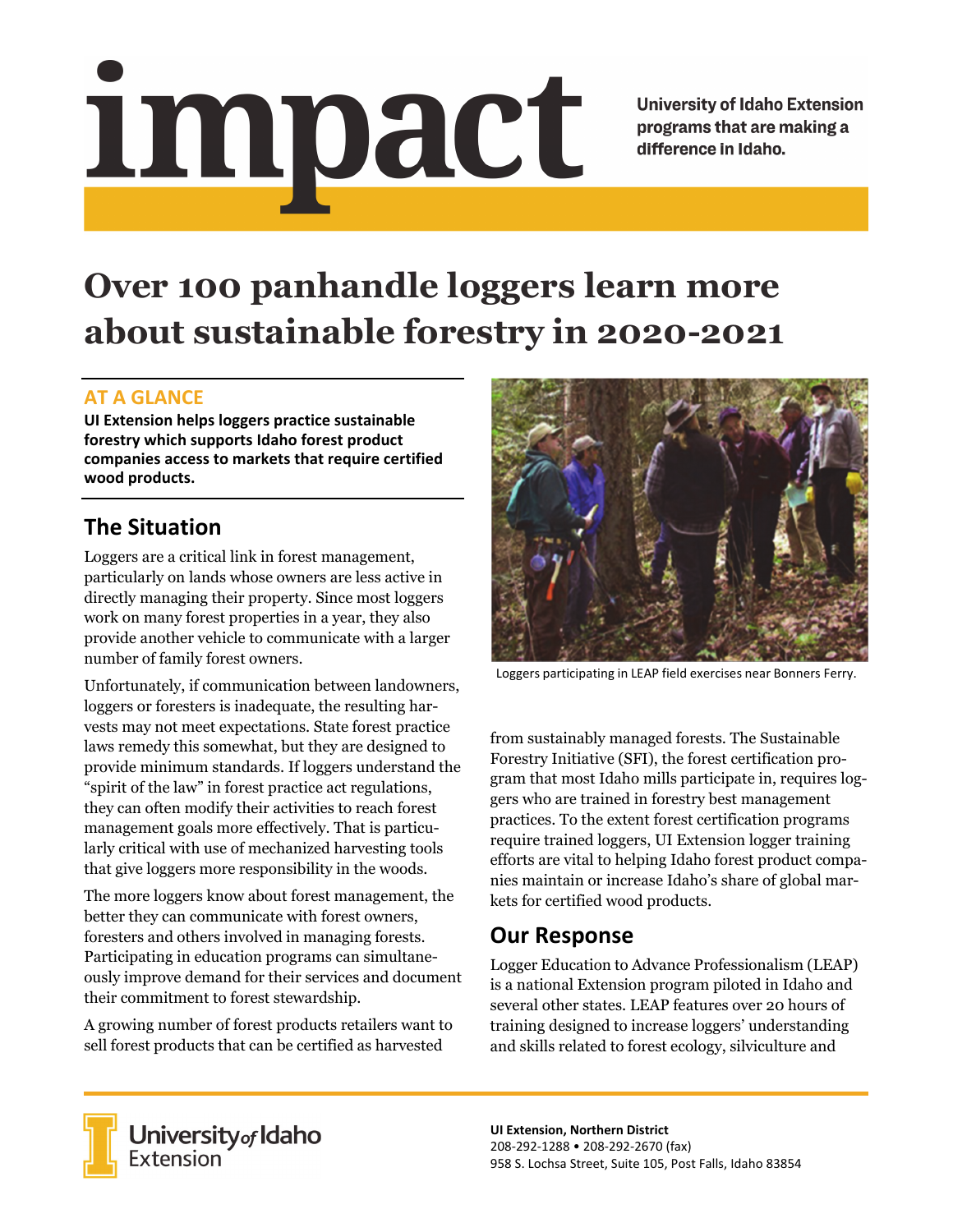# impact

University of Idaho Extension programs that are making a difference in Idaho.

# Over 100 panhandle loggers learn more about sustainable forestry in 2020-2021

## AT A GLANCE

**UI Extension helps loggers practice sustainable forestry which supports Idaho forest product companies access to markets that require certified wood products.**

## The Situation

Loggers are a critical link in forest management, particularly on lands whose owners are less active in directly managing their property. Since most loggers work on many forest properties in a year, they also provide another vehicle to communicate with a larger number of family forest owners.

Unfortunately, if communication between landowners, loggers or foresters is inadequate, the resulting harvests may not meet expectations. State forest practice laws remedy this somewhat, but they are designed to provide minimum standards. If loggers understand the "spirit of the law" in forest practice act regulations, they can often modify their activities to reach forest management goals more effectively. That is particularly critical with use of mechanized harvesting tools that give loggers more responsibility in the woods.

The more loggers know about forest management, the better they can communicate with forest owners, foresters and others involved in managing forests. Participating in education programs can simultaneously improve demand for their services and document their commitment to forest stewardship.

A growing number of forest products retailers want to sell forest products that can be certified as harvested from sustainably managed forests. The Sustainable Forestry Initiative (SFI), the forest certification program that most Idaho mills participate in, requires loggers who are trained in forestry best management practices. To the extent forest certification programs require trained loggers, UI Extension logger training efforts are vital to helping Idaho forest product companies maintain or increase Idaho's share of global markets for certified wood products.

Loggers participating in LEAP field exercises near Bonners Ferry.

## Our Response

Logger Education to Advance Professionalism (LEAP) is a national Extension program piloted in Idaho and several other states. LEAP features over 20 hours of training designed to increase loggers' understanding and skills related to forest ecology, silviculture and

University of Idaho Extension

**UI Extension, Northern District**
208-292-1288 • 208-292-2670 (fax)
958 S. Lochsa Street, Suite 105, Post Falls, Idaho 83854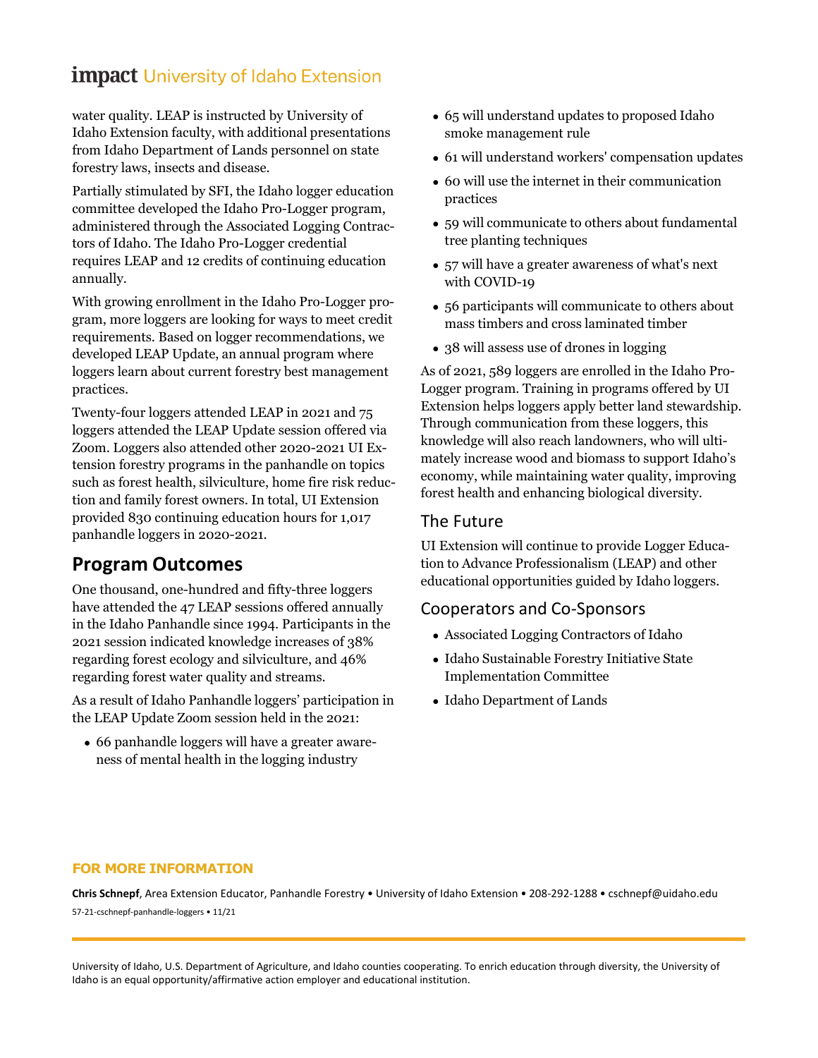water quality. LEAP is instructed by University of Idaho Extension faculty, with additional presentations from Idaho Department of Lands personnel on state forestry laws, insects and disease.

Partially stimulated by SFI, the Idaho logger education committee developed the Idaho Pro-Logger program, administered through the Associated Logging Contractors of Idaho. The Idaho Pro-Logger credential requires LEAP and 12 credits of continuing education annually.

With growing enrollment in the Idaho Pro-Logger program, more loggers are looking for ways to meet credit requirements. Based on logger recommendations, we developed LEAP Update, an annual program where loggers learn about current forestry best management practices.

Twenty-four loggers attended LEAP in 2021 and 75 loggers attended the LEAP Update session offered via Zoom. Loggers also attended other 2020-2021 UI Extension forestry programs in the panhandle on topics such as forest health, silviculture, home fire risk reduction and family forest owners. In total, UI Extension provided 830 continuing education hours for 1,017 panhandle loggers in 2020-2021.

## Program Outcomes

One thousand, one-hundred and fifty-three loggers have attended the 47 LEAP sessions offered annually in the Idaho Panhandle since 1994. Participants in the 2021 session indicated knowledge increases of 38% regarding forest ecology and silviculture, and 46% regarding forest water quality and streams.

As a result of Idaho Panhandle loggers' participation in the LEAP Update Zoom session held in the 2021:

- 66 panhandle loggers will have a greater awareness of mental health in the logging industry
- 65 will understand updates to proposed Idaho smoke management rule
- 61 will understand workers' compensation updates
- 60 will use the internet in their communication practices
- 59 will communicate to others about fundamental tree planting techniques
- 57 will have a greater awareness of what's next with COVID-19
- 56 participants will communicate to others about mass timbers and cross laminated timber
- 38 will assess use of drones in logging

As of 2021, 589 loggers are enrolled in the Idaho Pro-Logger program. Training in programs offered by UI Extension helps loggers apply better land stewardship. Through communication from these loggers, this knowledge will also reach landowners, who will ultimately increase wood and biomass to support Idaho's economy, while maintaining water quality, improving forest health and enhancing biological diversity.

### The Future

UI Extension will continue to provide Logger Education to Advance Professionalism (LEAP) and other educational opportunities guided by Idaho loggers.

### Cooperators and Co-Sponsors

- Associated Logging Contractors of Idaho
- Idaho Sustainable Forestry Initiative State Implementation Committee
- Idaho Department of Lands

**FOR MORE INFORMATION**

**Chris Schnepf**, Area Extension Educator, Panhandle Forestry • University of Idaho Extension • 208-292-1288 • cschnepf@uidaho.edu

57-21-cschnepf-panhandle-loggers • 11/21

University of Idaho, U.S. Department of Agriculture, and Idaho counties cooperating. To enrich education through diversity, the University of Idaho is an equal opportunity/affirmative action employer and educational institution.